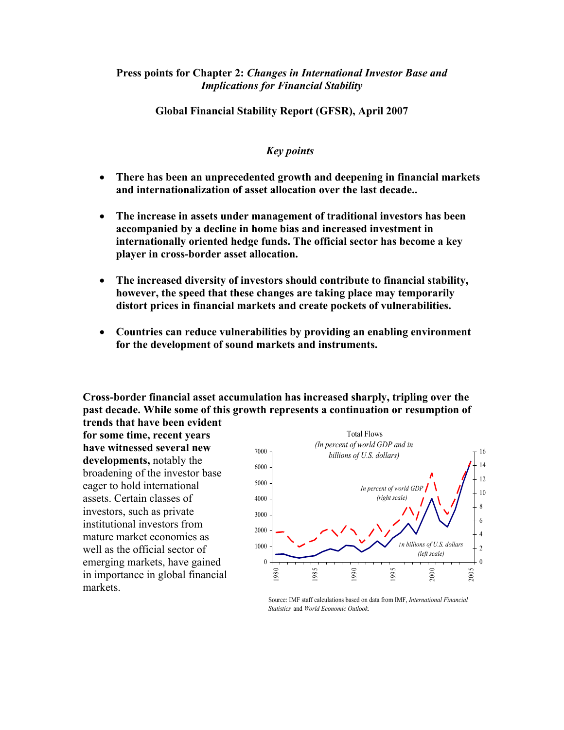**Press points for Chapter 2: *Changes in International Investor Base and Implications for Financial Stability***

**Global Financial Stability Report (GFSR), April 2007**

*Key points*

- **There has been an unprecedented growth and deepening in financial markets and internationalization of asset allocation over the last decade..**
- **The increase in assets under management of traditional investors has been accompanied by a decline in home bias and increased investment in internationally oriented hedge funds. The official sector has become a key player in cross-border asset allocation.**
- **The increased diversity of investors should contribute to financial stability, however, the speed that these changes are taking place may temporarily distort prices in financial markets and create pockets of vulnerabilities.**
- **Countries can reduce vulnerabilities by providing an enabling environment for the development of sound markets and instruments.**

**Cross-border financial asset accumulation has increased sharply, tripling over the past decade. While some of this growth represents a continuation or resumption of trends that have been evident for some time, recent years have witnessed several new developments,** notably the broadening of the investor base eager to hold international assets. Certain classes of investors, such as private institutional investors from mature market economies as well as the official sector of emerging markets, have gained in importance in global financial markets.

Total Flows
*(In percent of world GDP and in billions of U.S. dollars)*

Source: IMF staff calculations based on data from IMF, *International Financial Statistics* and *World Economic Outlook.*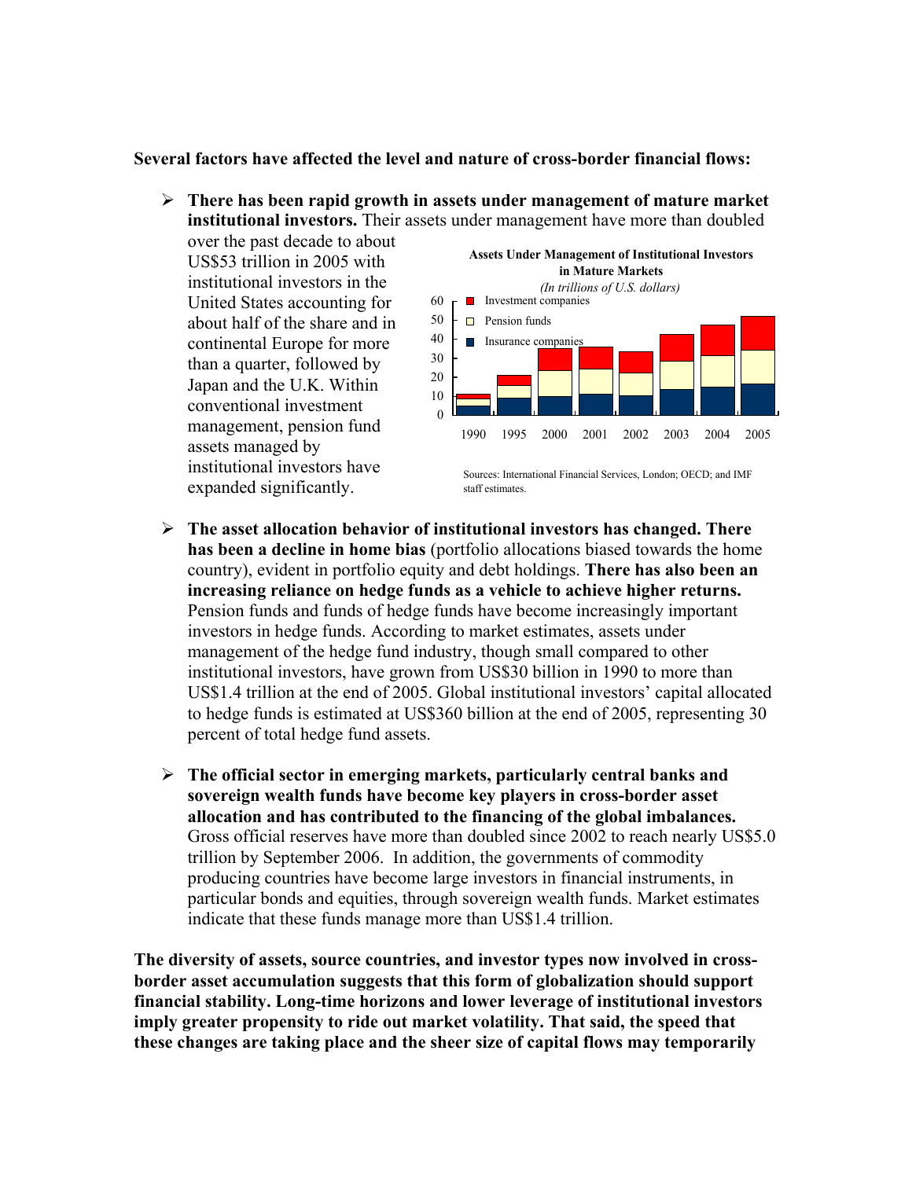**Several factors have affected the level and nature of cross-border financial flows:**

- **There has been rapid growth in assets under management of mature market institutional investors.** Their assets under management have more than doubled over the past decade to about US$53 trillion in 2005 with institutional investors in the United States accounting for about half of the share and in continental Europe for more than a quarter, followed by Japan and the U.K. Within conventional investment management, pension fund assets managed by institutional investors have expanded significantly.

**Assets Under Management of Institutional Investors in Mature Markets**
*(In trillions of U.S. dollars)*

Sources: International Financial Services, London; OECD; and IMF staff estimates.

- **The asset allocation behavior of institutional investors has changed. There has been a decline in home bias** (portfolio allocations biased towards the home country), evident in portfolio equity and debt holdings. **There has also been an increasing reliance on hedge funds as a vehicle to achieve higher returns.** Pension funds and funds of hedge funds have become increasingly important investors in hedge funds. According to market estimates, assets under management of the hedge fund industry, though small compared to other institutional investors, have grown from US$30 billion in 1990 to more than US$1.4 trillion at the end of 2005. Global institutional investors' capital allocated to hedge funds is estimated at US$360 billion at the end of 2005, representing 30 percent of total hedge fund assets.

- **The official sector in emerging markets, particularly central banks and sovereign wealth funds have become key players in cross-border asset allocation and has contributed to the financing of the global imbalances.** Gross official reserves have more than doubled since 2002 to reach nearly US$5.0 trillion by September 2006. In addition, the governments of commodity producing countries have become large investors in financial instruments, in particular bonds and equities, through sovereign wealth funds. Market estimates indicate that these funds manage more than US$1.4 trillion.

**The diversity of assets, source countries, and investor types now involved in cross-border asset accumulation suggests that this form of globalization should support financial stability. Long-time horizons and lower leverage of institutional investors imply greater propensity to ride out market volatility. That said, the speed that these changes are taking place and the sheer size of capital flows may temporarily**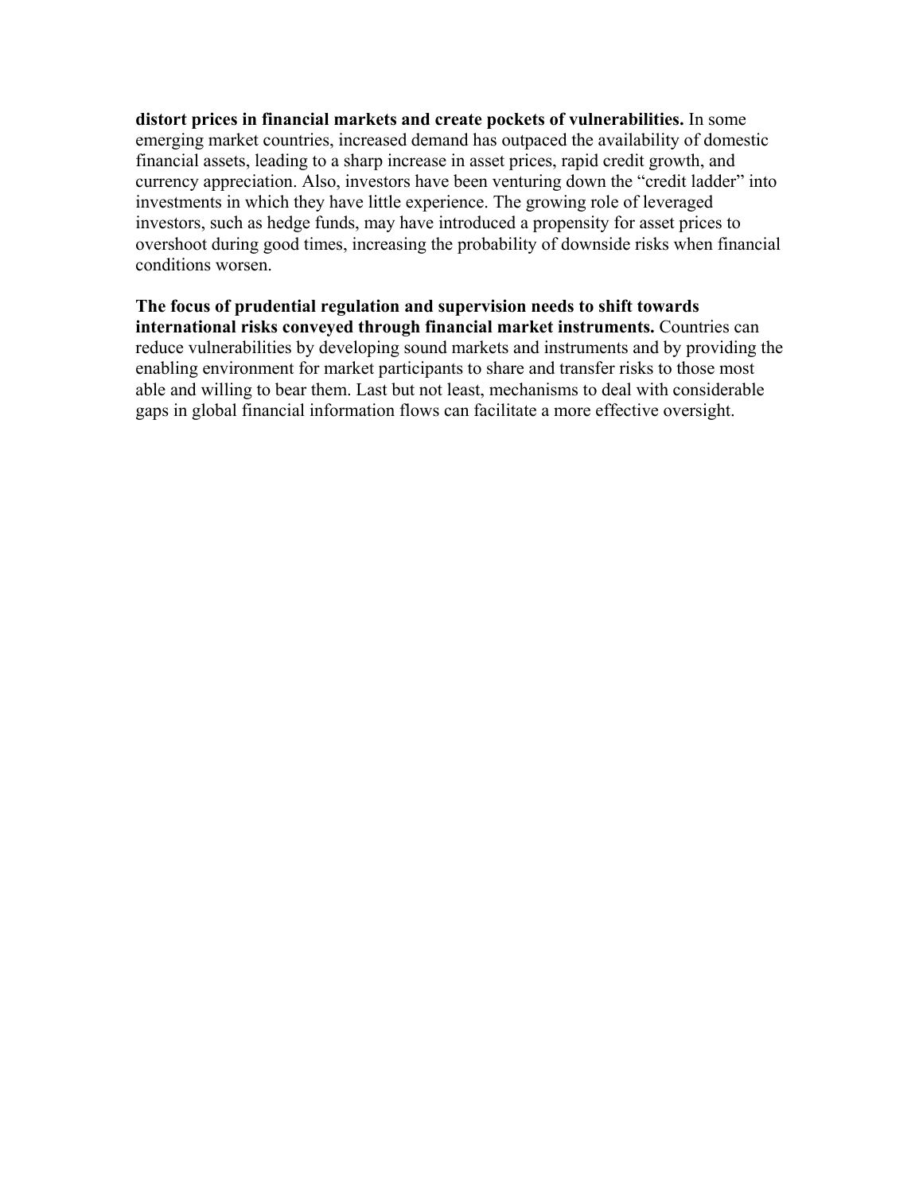**distort prices in financial markets and create pockets of vulnerabilities.** In some emerging market countries, increased demand has outpaced the availability of domestic financial assets, leading to a sharp increase in asset prices, rapid credit growth, and currency appreciation. Also, investors have been venturing down the "credit ladder" into investments in which they have little experience. The growing role of leveraged investors, such as hedge funds, may have introduced a propensity for asset prices to overshoot during good times, increasing the probability of downside risks when financial conditions worsen.

**The focus of prudential regulation and supervision needs to shift towards international risks conveyed through financial market instruments.** Countries can reduce vulnerabilities by developing sound markets and instruments and by providing the enabling environment for market participants to share and transfer risks to those most able and willing to bear them. Last but not least, mechanisms to deal with considerable gaps in global financial information flows can facilitate a more effective oversight.